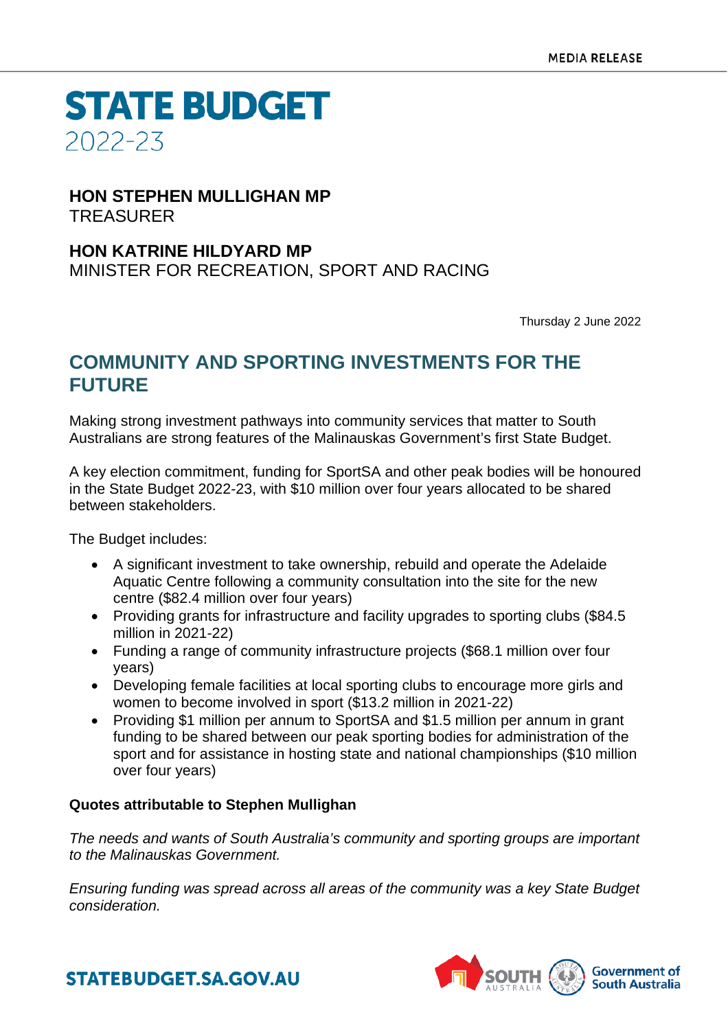MEDIA RELEASE

# STATE BUDGET 2022-23

**HON STEPHEN MULLIGHAN MP**
TREASURER

**HON KATRINE HILDYARD MP**
MINISTER FOR RECREATION, SPORT AND RACING

Thursday 2 June 2022

## COMMUNITY AND SPORTING INVESTMENTS FOR THE FUTURE

Making strong investment pathways into community services that matter to South Australians are strong features of the Malinauskas Government's first State Budget.

A key election commitment, funding for SportSA and other peak bodies will be honoured in the State Budget 2022-23, with $10 million over four years allocated to be shared between stakeholders.

The Budget includes:

- A significant investment to take ownership, rebuild and operate the Adelaide Aquatic Centre following a community consultation into the site for the new centre ($82.4 million over four years)
- Providing grants for infrastructure and facility upgrades to sporting clubs ($84.5 million in 2021-22)
- Funding a range of community infrastructure projects ($68.1 million over four years)
- Developing female facilities at local sporting clubs to encourage more girls and women to become involved in sport ($13.2 million in 2021-22)
- Providing $1 million per annum to SportSA and $1.5 million per annum in grant funding to be shared between our peak sporting bodies for administration of the sport and for assistance in hosting state and national championships ($10 million over four years)

**Quotes attributable to Stephen Mullighan**

*The needs and wants of South Australia's community and sporting groups are important to the Malinauskas Government.*

*Ensuring funding was spread across all areas of the community was a key State Budget consideration.*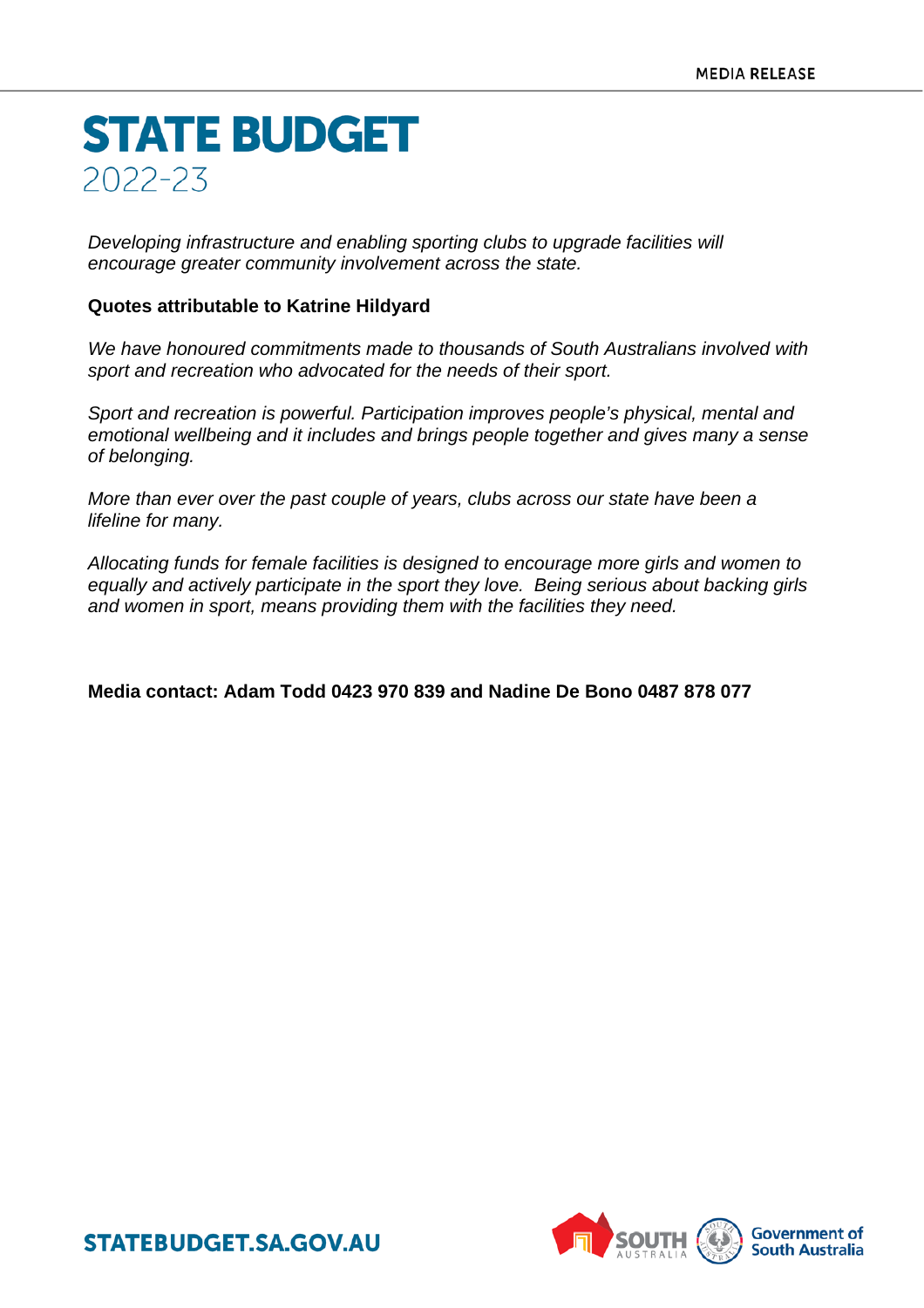*Developing infrastructure and enabling sporting clubs to upgrade facilities will encourage greater community involvement across the state.*

**Quotes attributable to Katrine Hildyard**

*We have honoured commitments made to thousands of South Australians involved with sport and recreation who advocated for the needs of their sport.*

*Sport and recreation is powerful. Participation improves people's physical, mental and emotional wellbeing and it includes and brings people together and gives many a sense of belonging.*

*More than ever over the past couple of years, clubs across our state have been a lifeline for many.*

*Allocating funds for female facilities is designed to encourage more girls and women to equally and actively participate in the sport they love. Being serious about backing girls and women in sport, means providing them with the facilities they need.*

**Media contact: Adam Todd 0423 970 839 and Nadine De Bono 0487 878 077**